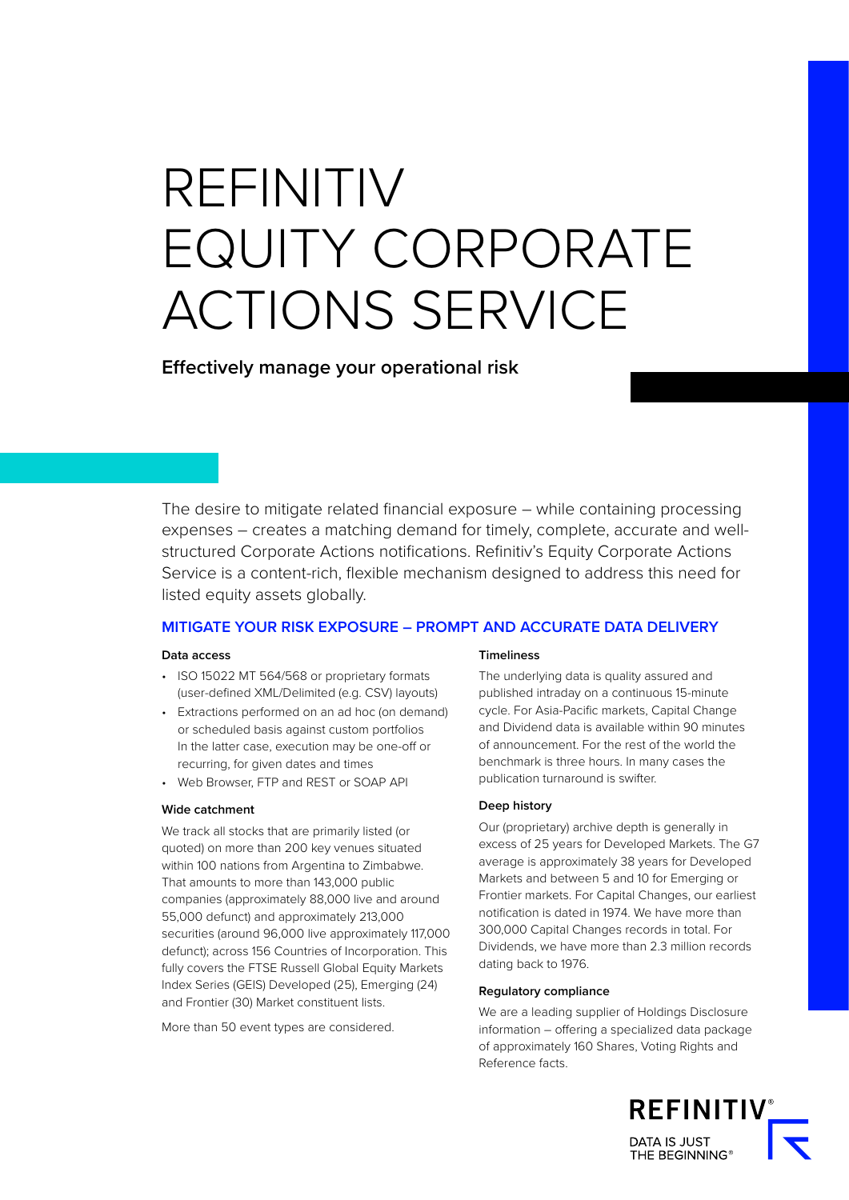# REFINITIV EQUITY CORPORATE ACTIONS SERVICE

**Effectively manage your operational risk**

The desire to mitigate related financial exposure – while containing processing expenses – creates a matching demand for timely, complete, accurate and well-structured Corporate Actions notifications. Refinitiv's Equity Corporate Actions Service is a content-rich, flexible mechanism designed to address this need for listed equity assets globally.

## MITIGATE YOUR RISK EXPOSURE – PROMPT AND ACCURATE DATA DELIVERY

### Data access

- ISO 15022 MT 564/568 or proprietary formats (user-defined XML/Delimited (e.g. CSV) layouts)
- Extractions performed on an ad hoc (on demand) or scheduled basis against custom portfolios In the latter case, execution may be one-off or recurring, for given dates and times
- Web Browser, FTP and REST or SOAP API

### Wide catchment

We track all stocks that are primarily listed (or quoted) on more than 200 key venues situated within 100 nations from Argentina to Zimbabwe. That amounts to more than 143,000 public companies (approximately 88,000 live and around 55,000 defunct) and approximately 213,000 securities (around 96,000 live approximately 117,000 defunct); across 156 Countries of Incorporation. This fully covers the FTSE Russell Global Equity Markets Index Series (GEIS) Developed (25), Emerging (24) and Frontier (30) Market constituent lists.

More than 50 event types are considered.

### Timeliness

The underlying data is quality assured and published intraday on a continuous 15-minute cycle. For Asia-Pacific markets, Capital Change and Dividend data is available within 90 minutes of announcement. For the rest of the world the benchmark is three hours. In many cases the publication turnaround is swifter.

### Deep history

Our (proprietary) archive depth is generally in excess of 25 years for Developed Markets. The G7 average is approximately 38 years for Developed Markets and between 5 and 10 for Emerging or Frontier markets. For Capital Changes, our earliest notification is dated in 1974. We have more than 300,000 Capital Changes records in total. For Dividends, we have more than 2.3 million records dating back to 1976.

### Regulatory compliance

We are a leading supplier of Holdings Disclosure information – offering a specialized data package of approximately 160 Shares, Voting Rights and Reference facts.

REFINITIV®
DATA IS JUST THE BEGINNING®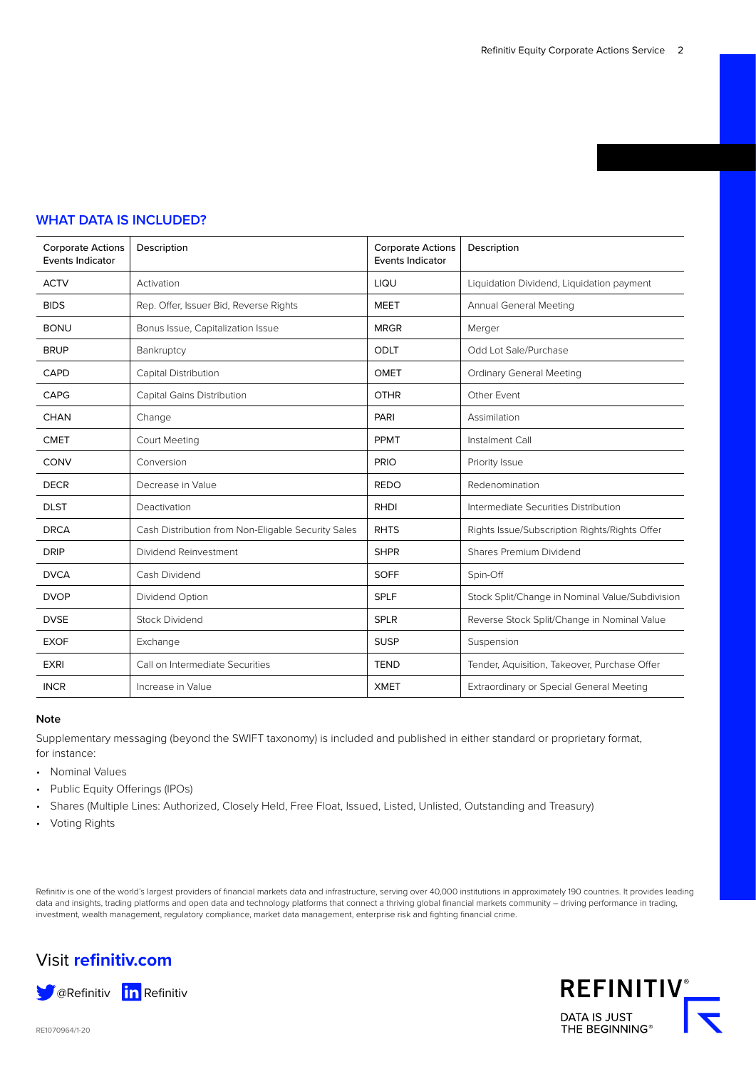## WHAT DATA IS INCLUDED?

| Corporate Actions Events Indicator | Description | Corporate Actions Events Indicator | Description |
|---|---|---|---|
| ACTV | Activation | LIQU | Liquidation Dividend, Liquidation payment |
| BIDS | Rep. Offer, Issuer Bid, Reverse Rights | MEET | Annual General Meeting |
| BONU | Bonus Issue, Capitalization Issue | MRGR | Merger |
| BRUP | Bankruptcy | ODLT | Odd Lot Sale/Purchase |
| CAPD | Capital Distribution | OMET | Ordinary General Meeting |
| CAPG | Capital Gains Distribution | OTHR | Other Event |
| CHAN | Change | PARI | Assimilation |
| CMET | Court Meeting | PPMT | Instalment Call |
| CONV | Conversion | PRIO | Priority Issue |
| DECR | Decrease in Value | REDO | Redenomination |
| DLST | Deactivation | RHDI | Intermediate Securities Distribution |
| DRCA | Cash Distribution from Non-Eligable Security Sales | RHTS | Rights Issue/Subscription Rights/Rights Offer |
| DRIP | Dividend Reinvestment | SHPR | Shares Premium Dividend |
| DVCA | Cash Dividend | SOFF | Spin-Off |
| DVOP | Dividend Option | SPLF | Stock Split/Change in Nominal Value/Subdivision |
| DVSE | Stock Dividend | SPLR | Reverse Stock Split/Change in Nominal Value |
| EXOF | Exchange | SUSP | Suspension |
| EXRI | Call on Intermediate Securities | TEND | Tender, Aquisition, Takeover, Purchase Offer |
| INCR | Increase in Value | XMET | Extraordinary or Special General Meeting |

**Note**

Supplementary messaging (beyond the SWIFT taxonomy) is included and published in either standard or proprietary format, for instance:

- Nominal Values
- Public Equity Offerings (IPOs)
- Shares (Multiple Lines: Authorized, Closely Held, Free Float, Issued, Listed, Unlisted, Outstanding and Treasury)
- Voting Rights

Refinitiv is one of the world's largest providers of financial markets data and infrastructure, serving over 40,000 institutions in approximately 190 countries. It provides leading data and insights, trading platforms and open data and technology platforms that connect a thriving global financial markets community – driving performance in trading, investment, wealth management, regulatory compliance, market data management, enterprise risk and fighting financial crime.

Visit **refinitiv.com**

@Refinitiv Refinitiv

REFINITIV®
DATA IS JUST THE BEGINNING®

RE1070964/1-20